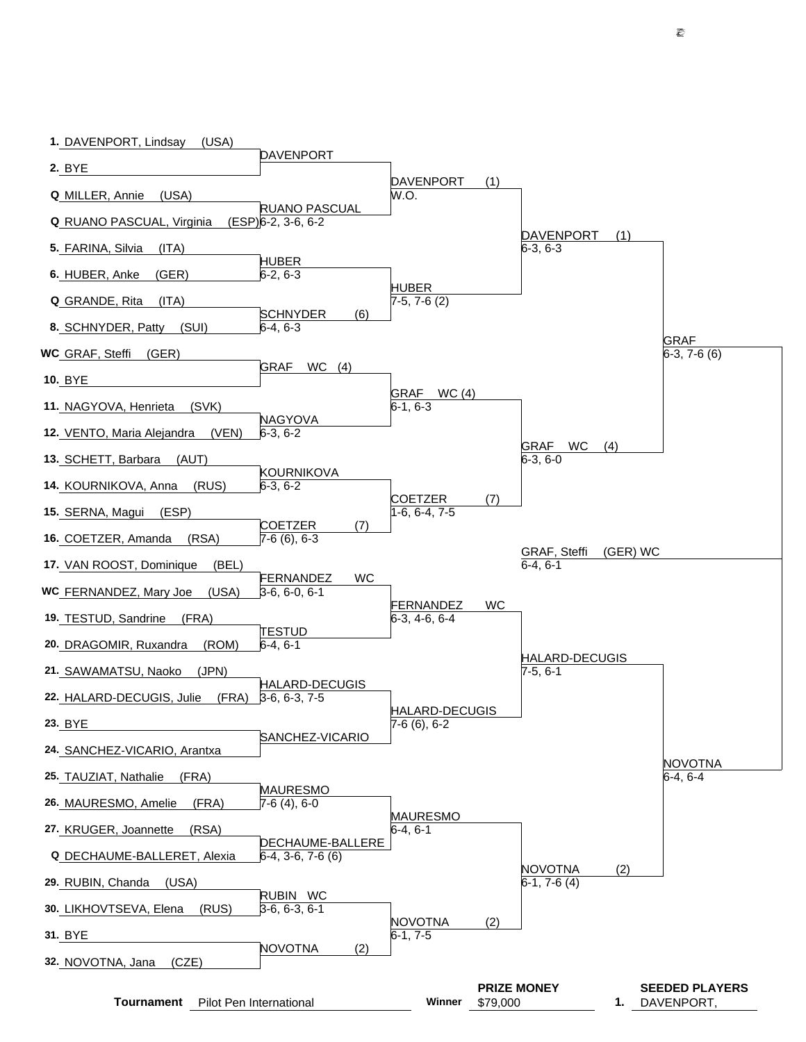| Seed | First Round | Second Round | Quarterfinals | Semifinals | Final |
|---|---|---|---|---|---|
| 1. | DAVENPORT, Lindsay (USA) | | | | |
| | | DAVENPORT | | | |
| 2. | BYE | | | | |
| | | | DAVENPORT (1) W.O. | | |
| Q | MILLER, Annie (USA) | | | | |
| | | RUANO PASCUAL 6-2, 3-6, 6-2 | | | |
| Q | RUANO PASCUAL, Virginia (ESP) | | | | |
| | | | | DAVENPORT (1) 6-3, 6-3 | |
| 5. | FARINA, Silvia (ITA) | | | | |
| | | HUBER 6-2, 6-3 | | | |
| 6. | HUBER, Anke (GER) | | | | |
| | | | HUBER 7-5, 7-6 (2) | | |
| Q | GRANDE, Rita (ITA) | | | | |
| | | SCHNYDER (6) 6-4, 6-3 | | | |
| 8. | SCHNYDER, Patty (SUI) | | | | |
| | | | | | GRAF 6-3, 7-6 (6) |
| WC | GRAF, Steffi (GER) | | | | |
| | | GRAF WC (4) | | | |
| 10. | BYE | | | | |
| | | | GRAF WC (4) 6-1, 6-3 | | |
| 11. | NAGYOVA, Henrieta (SVK) | | | | |
| | | NAGYOVA 6-3, 6-2 | | | |
| 12. | VENTO, Maria Alejandra (VEN) | | | | |
| | | | | GRAF WC (4) 6-3, 6-0 | |
| 13. | SCHETT, Barbara (AUT) | | | | |
| | | KOURNIKOVA 6-3, 6-2 | | | |
| 14. | KOURNIKOVA, Anna (RUS) | | | | |
| | | | COETZER (7) 1-6, 6-4, 7-5 | | |
| 15. | SERNA, Magui (ESP) | | | | |
| | | COETZER (7) 7-6 (6), 6-3 | | | |
| 16. | COETZER, Amanda (RSA) | | | | |
| | | | | | **Winner: GRAF, Steffi (GER) WC 6-4, 6-1** |
| 17. | VAN ROOST, Dominique (BEL) | | | | |
| | | FERNANDEZ WC 3-6, 6-0, 6-1 | | | |
| WC | FERNANDEZ, Mary Joe (USA) | | | | |
| | | | FERNANDEZ WC 6-3, 4-6, 6-4 | | |
| 19. | TESTUD, Sandrine (FRA) | | | | |
| | | TESTUD 6-4, 6-1 | | | |
| 20. | DRAGOMIR, Ruxandra (ROM) | | | | |
| | | | | HALARD-DECUGIS 7-5, 6-1 | |
| 21. | SAWAMATSU, Naoko (JPN) | | | | |
| | | HALARD-DECUGIS 3-6, 6-3, 7-5 | | | |
| 22. | HALARD-DECUGIS, Julie (FRA) | | | | |
| | | | HALARD-DECUGIS 7-6 (6), 6-2 | | |
| 23. | BYE | | | | |
| | | SANCHEZ-VICARIO | | | |
| 24. | SANCHEZ-VICARIO, Arantxa | | | | |
| | | | | | NOVOTNA 6-4, 6-4 |
| 25. | TAUZIAT, Nathalie (FRA) | | | | |
| | | MAURESMO 7-6 (4), 6-0 | | | |
| 26. | MAURESMO, Amelie (FRA) | | | | |
| | | | MAURESMO 6-4, 6-1 | | |
| 27. | KRUGER, Joannette (RSA) | | | | |
| | | DECHAUME-BALLERE 6-4, 3-6, 7-6 (6) | | | |
| Q | DECHAUME-BALLERET, Alexia | | | | |
| | | | | NOVOTNA (2) 6-1, 7-6 (4) | |
| 29. | RUBIN, Chanda (USA) | | | | |
| | | RUBIN WC 3-6, 6-3, 6-1 | | | |
| 30. | LIKHOVTSEVA, Elena (RUS) | | | | |
| | | | NOVOTNA (2) 6-1, 7-5 | | |
| 31. | BYE | | | | |
| | | NOVOTNA (2) | | | |
| 32. | NOVOTNA, Jana (CZE) | | | | |

**Tournament** Pilot Pen International

**Winner**

**PRIZE MONEY** $79,000

**SEEDED PLAYERS**

1. DAVENPORT,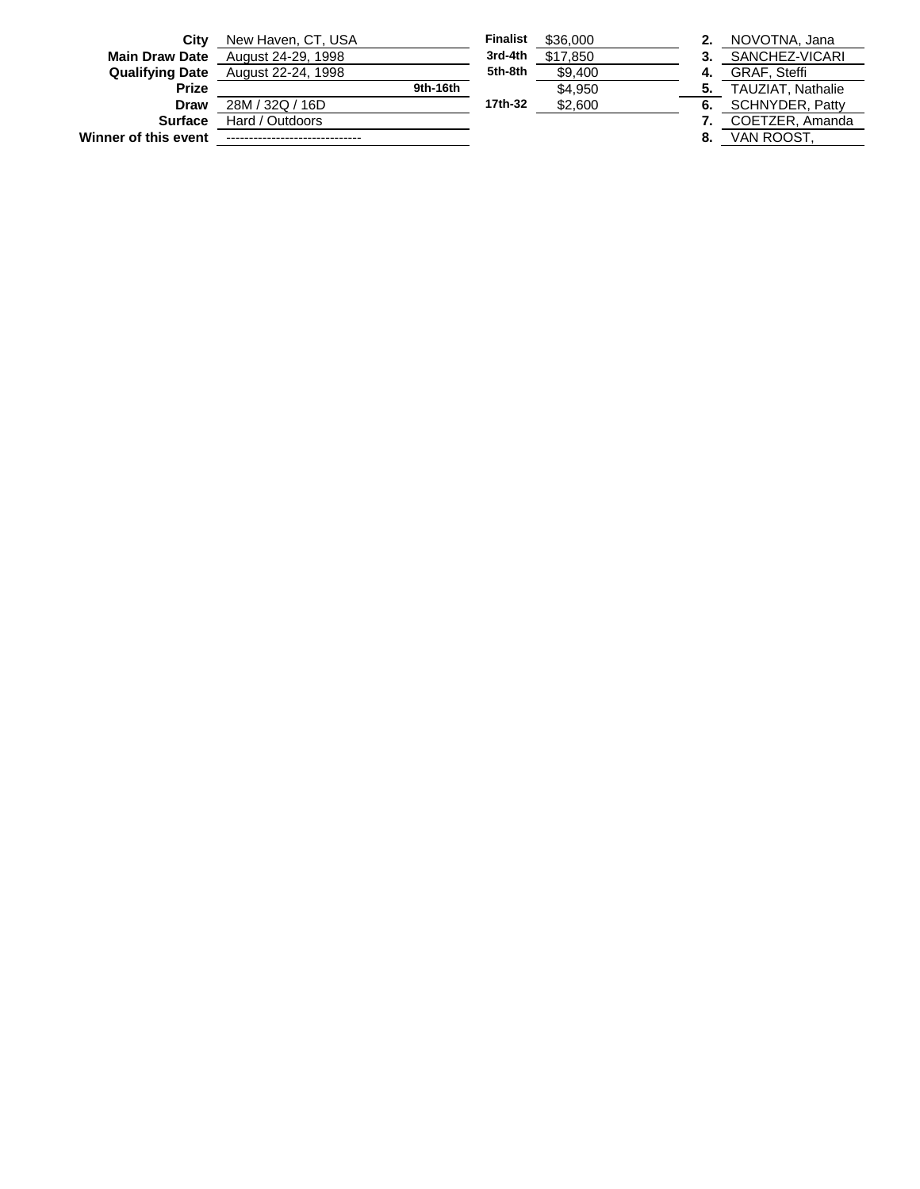| | |
|---|---|
| **City** | New Haven, CT, USA |
| **Main Draw Date** | August 24-29, 1998 |
| **Qualifying Date** | August 22-24, 1998 |
| **Prize** | |
| **Draw** | 28M / 32Q / 16D |
| **Surface** | Hard / Outdoors |
| **Winner of this event** | ------------------------------ |

| | |
|---|---|
| **Finalist** | $36,000 |
| **3rd-4th** | $17,850 |
| **5th-8th** | $9,400 |
| **9th-16th** | $4,950 |
| **17th-32** | $2,600 |

| | |
|---|---|
| **2.** | NOVOTNA, Jana |
| **3.** | SANCHEZ-VICARI |
| **4.** | GRAF, Steffi |
| **5.** | TAUZIAT, Nathalie |
| **6.** | SCHNYDER, Patty |
| **7.** | COETZER, Amanda |
| **8.** | VAN ROOST, |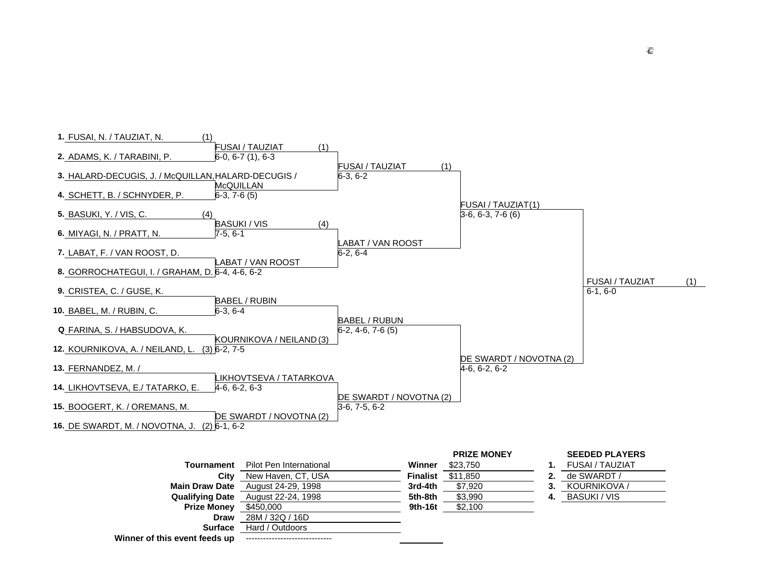**Draw — First Round**

1. FUSAI, N. / TAUZIAT, N. (1)
2. ADAMS, K. / TARABINI, P.
3. HALARD-DECUGIS, J. / McQUILLAN,
4. SCHETT, B. / SCHNYDER, P.
5. BASUKI, Y. / VIS, C. (4)
6. MIYAGI, N. / PRATT, N.
7. LABAT, F. / VAN ROOST, D.
8. GORROCHATEGUI, I. / GRAHAM, D.
9. CRISTEA, C. / GUSE, K.
10. BABEL, M. / RUBIN, C.

Q FARINA, S. / HABSUDOVA, K.

12. KOURNIKOVA, A. / NEILAND, L. (3)
13. FERNANDEZ, M. /
14. LIKHOVTSEVA, E./ TATARKO, E.
15. BOOGERT, K. / OREMANS, M.
16. DE SWARDT, M. / NOVOTNA, J. (2)

**Second Round**

- FUSAI / TAUZIAT (1) — 6-0, 6-7 (1), 6-3
- HALARD-DECUGIS / McQUILLAN — 6-3, 7-6 (5)
- BASUKI / VIS (4) — 7-5, 6-1
- LABAT / VAN ROOST — 6-4, 4-6, 6-2
- BABEL / RUBIN — 6-3, 6-4
- KOURNIKOVA / NEILAND (3) — 6-2, 7-5
- LIKHOVTSEVA / TATARKOVA — 4-6, 6-2, 6-3
- DE SWARDT / NOVOTNA (2) — 6-1, 6-2

**Quarterfinals**

- FUSAI / TAUZIAT (1) — 6-3, 6-2
- LABAT / VAN ROOST — 6-2, 6-4
- BABEL / RUBUN — 6-2, 4-6, 7-6 (5)
- DE SWARDT / NOVOTNA (2) — 3-6, 7-5, 6-2

**Semifinals**

- FUSAI / TAUZIAT(1) — 3-6, 6-3, 7-6 (6)
- DE SWARDT / NOVOTNA (2) — 4-6, 6-2, 6-2

**Final**

- FUSAI / TAUZIAT (1) — 6-1, 6-0

| | |
|---|---|
| **Tournament** | Pilot Pen International |
| **City** | New Haven, CT, USA |
| **Main Draw Date** | August 24-29, 1998 |
| **Qualifying Date** | August 22-24, 1998 |
| **Prize Money** | $450,000 |
| **Draw** | 28M / 32Q / 16D |
| **Surface** | Hard / Outdoors |
| **Winner of this event feeds up** | ------------------------------ |

**PRIZE MONEY**

| | |
|---|---|
| **Winner** | $23,750 |
| **Finalist** | $11,850 |
| **3rd-4th** | $7,920 |
| **5th-8th** | $3,990 |
| **9th-16t** | $2,100 |

**SEEDED PLAYERS**

1. FUSAI / TAUZIAT
2. de SWARDT /
3. KOURNIKOVA /
4. BASUKI / VIS